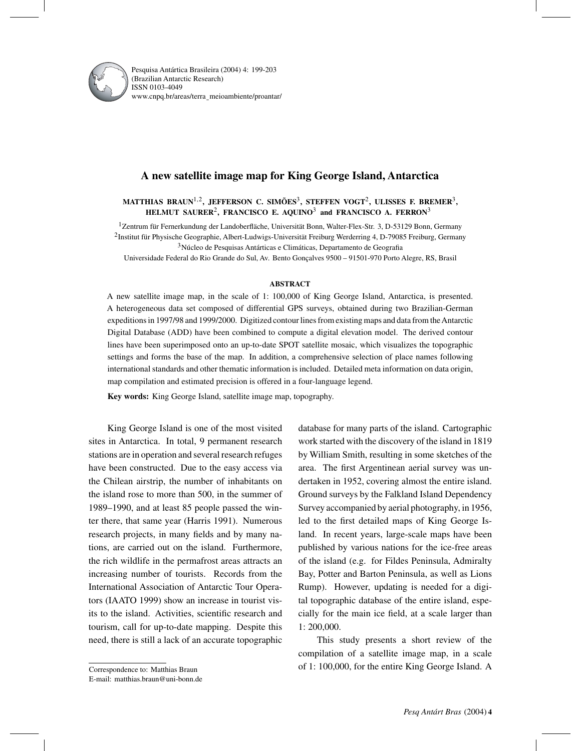# A new satellite image map for King George Island, Antarctica

**MATTHIAS BRAUN[1,2], JEFFERSON C. SIMÕES[3], STEFFEN VOGT[2], ULISSES F. BREMER[3], HELMUT SAURER[2], FRANCISCO E. AQUINO[3] and FRANCISCO A. FERRON[3]**

[1]Zentrum für Fernerkundung der Landoberfläche, Universität Bonn, Walter-Flex-Str. 3, D-53129 Bonn, Germany
[2]Institut für Physische Geographie, Albert-Ludwigs-Universität Freiburg Werderring 4, D-79085 Freiburg, Germany
[3]Núcleo de Pesquisas Antárticas e Climáticas, Departamento de Geografia
Universidade Federal do Rio Grande do Sul, Av. Bento Gonçalves 9500 – 91501-970 Porto Alegre, RS, Brasil

**ABSTRACT**

A new satellite image map, in the scale of 1: 100,000 of King George Island, Antarctica, is presented. A heterogeneous data set composed of differential GPS surveys, obtained during two Brazilian-German expeditions in 1997/98 and 1999/2000. Digitized contour lines from existing maps and data from the Antarctic Digital Database (ADD) have been combined to compute a digital elevation model. The derived contour lines have been superimposed onto an up-to-date SPOT satellite mosaic, which visualizes the topographic settings and forms the base of the map. In addition, a comprehensive selection of place names following international standards and other thematic information is included. Detailed meta information on data origin, map compilation and estimated precision is offered in a four-language legend.

**Key words:** King George Island, satellite image map, topography.

King George Island is one of the most visited sites in Antarctica. In total, 9 permanent research stations are in operation and several research refuges have been constructed. Due to the easy access via the Chilean airstrip, the number of inhabitants on the island rose to more than 500, in the summer of 1989–1990, and at least 85 people passed the winter there, that same year (Harris 1991). Numerous research projects, in many fields and by many nations, are carried out on the island. Furthermore, the rich wildlife in the permafrost areas attracts an increasing number of tourists. Records from the International Association of Antarctic Tour Operators (IAATO 1999) show an increase in tourist visits to the island. Activities, scientific research and tourism, call for up-to-date mapping. Despite this need, there is still a lack of an accurate topographic database for many parts of the island. Cartographic work started with the discovery of the island in 1819 by William Smith, resulting in some sketches of the area. The first Argentinean aerial survey was undertaken in 1952, covering almost the entire island. Ground surveys by the Falkland Island Dependency Survey accompanied by aerial photography, in 1956, led to the first detailed maps of King George Island. In recent years, large-scale maps have been published by various nations for the ice-free areas of the island (e.g. for Fildes Peninsula, Admiralty Bay, Potter and Barton Peninsula, as well as Lions Rump). However, updating is needed for a digital topographic database of the entire island, especially for the main ice field, at a scale larger than 1: 200,000.

This study presents a short review of the compilation of a satellite image map, in a scale of 1: 100,000, for the entire King George Island. A

Correspondence to: Matthias Braun
E-mail: matthias.braun@uni-bonn.de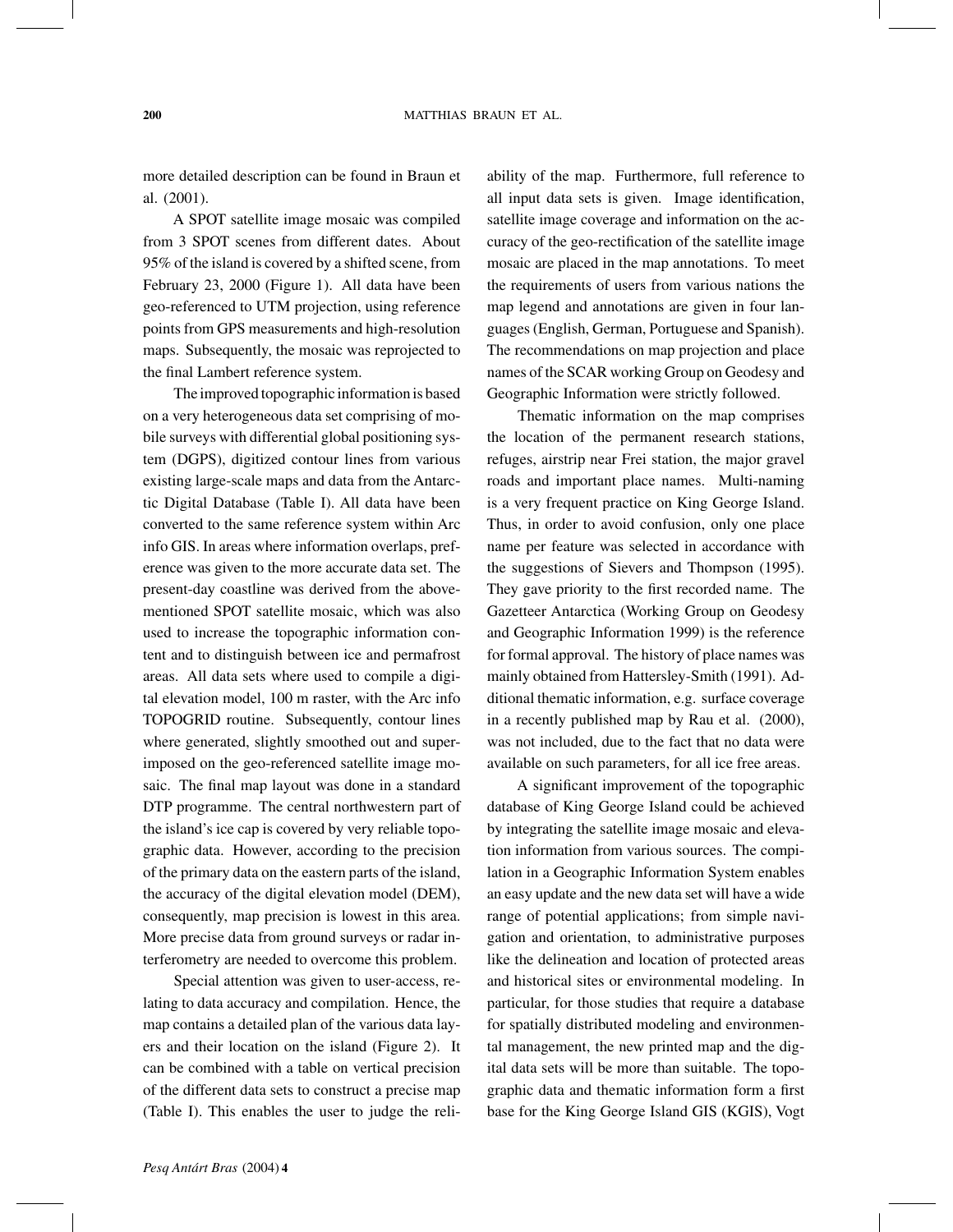more detailed description can be found in Braun et al. (2001).

A SPOT satellite image mosaic was compiled from 3 SPOT scenes from different dates. About 95% of the island is covered by a shifted scene, from February 23, 2000 (Figure 1). All data have been geo-referenced to UTM projection, using reference points from GPS measurements and high-resolution maps. Subsequently, the mosaic was reprojected to the final Lambert reference system.

The improved topographic information is based on a very heterogeneous data set comprising of mobile surveys with differential global positioning system (DGPS), digitized contour lines from various existing large-scale maps and data from the Antarctic Digital Database (Table I). All data have been converted to the same reference system within Arc info GIS. In areas where information overlaps, preference was given to the more accurate data set. The present-day coastline was derived from the abovementioned SPOT satellite mosaic, which was also used to increase the topographic information content and to distinguish between ice and permafrost areas. All data sets where used to compile a digital elevation model, 100 m raster, with the Arc info TOPOGRID routine. Subsequently, contour lines where generated, slightly smoothed out and superimposed on the geo-referenced satellite image mosaic. The final map layout was done in a standard DTP programme. The central northwestern part of the island's ice cap is covered by very reliable topographic data. However, according to the precision of the primary data on the eastern parts of the island, the accuracy of the digital elevation model (DEM), consequently, map precision is lowest in this area. More precise data from ground surveys or radar interferometry are needed to overcome this problem.

Special attention was given to user-access, relating to data accuracy and compilation. Hence, the map contains a detailed plan of the various data layers and their location on the island (Figure 2). It can be combined with a table on vertical precision of the different data sets to construct a precise map (Table I). This enables the user to judge the reliability of the map. Furthermore, full reference to all input data sets is given. Image identification, satellite image coverage and information on the accuracy of the geo-rectification of the satellite image mosaic are placed in the map annotations. To meet the requirements of users from various nations the map legend and annotations are given in four languages (English, German, Portuguese and Spanish). The recommendations on map projection and place names of the SCAR working Group on Geodesy and Geographic Information were strictly followed.

Thematic information on the map comprises the location of the permanent research stations, refuges, airstrip near Frei station, the major gravel roads and important place names. Multi-naming is a very frequent practice on King George Island. Thus, in order to avoid confusion, only one place name per feature was selected in accordance with the suggestions of Sievers and Thompson (1995). They gave priority to the first recorded name. The Gazetteer Antarctica (Working Group on Geodesy and Geographic Information 1999) is the reference for formal approval. The history of place names was mainly obtained from Hattersley-Smith (1991). Additional thematic information, e.g. surface coverage in a recently published map by Rau et al. (2000), was not included, due to the fact that no data were available on such parameters, for all ice free areas.

A significant improvement of the topographic database of King George Island could be achieved by integrating the satellite image mosaic and elevation information from various sources. The compilation in a Geographic Information System enables an easy update and the new data set will have a wide range of potential applications; from simple navigation and orientation, to administrative purposes like the delineation and location of protected areas and historical sites or environmental modeling. In particular, for those studies that require a database for spatially distributed modeling and environmental management, the new printed map and the digital data sets will be more than suitable. The topographic data and thematic information form a first base for the King George Island GIS (KGIS), Vogt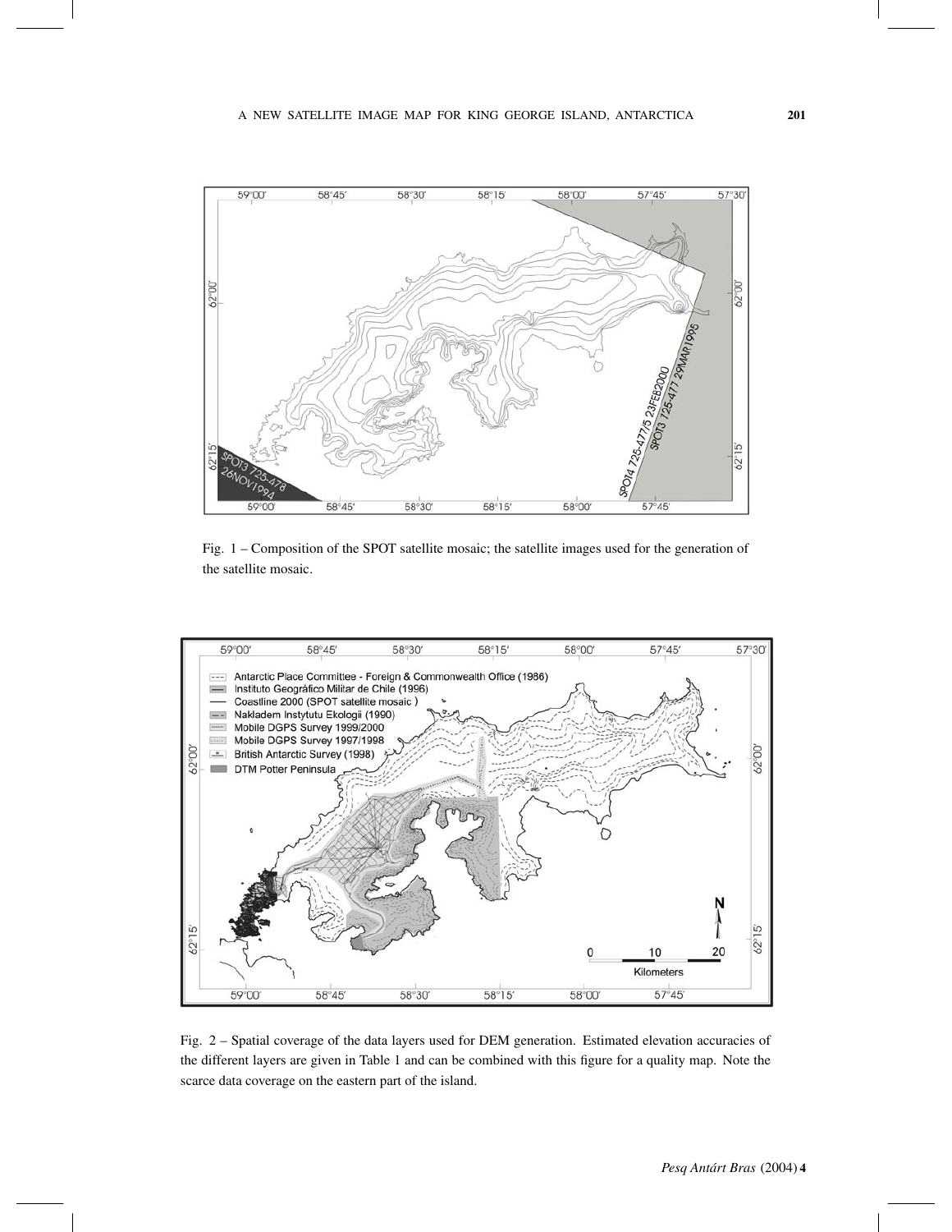Fig. 1 – Composition of the SPOT satellite mosaic; the satellite images used for the generation of the satellite mosaic.

Fig. 2 – Spatial coverage of the data layers used for DEM generation. Estimated elevation accuracies of the different layers are given in Table 1 and can be combined with this figure for a quality map. Note the scarce data coverage on the eastern part of the island.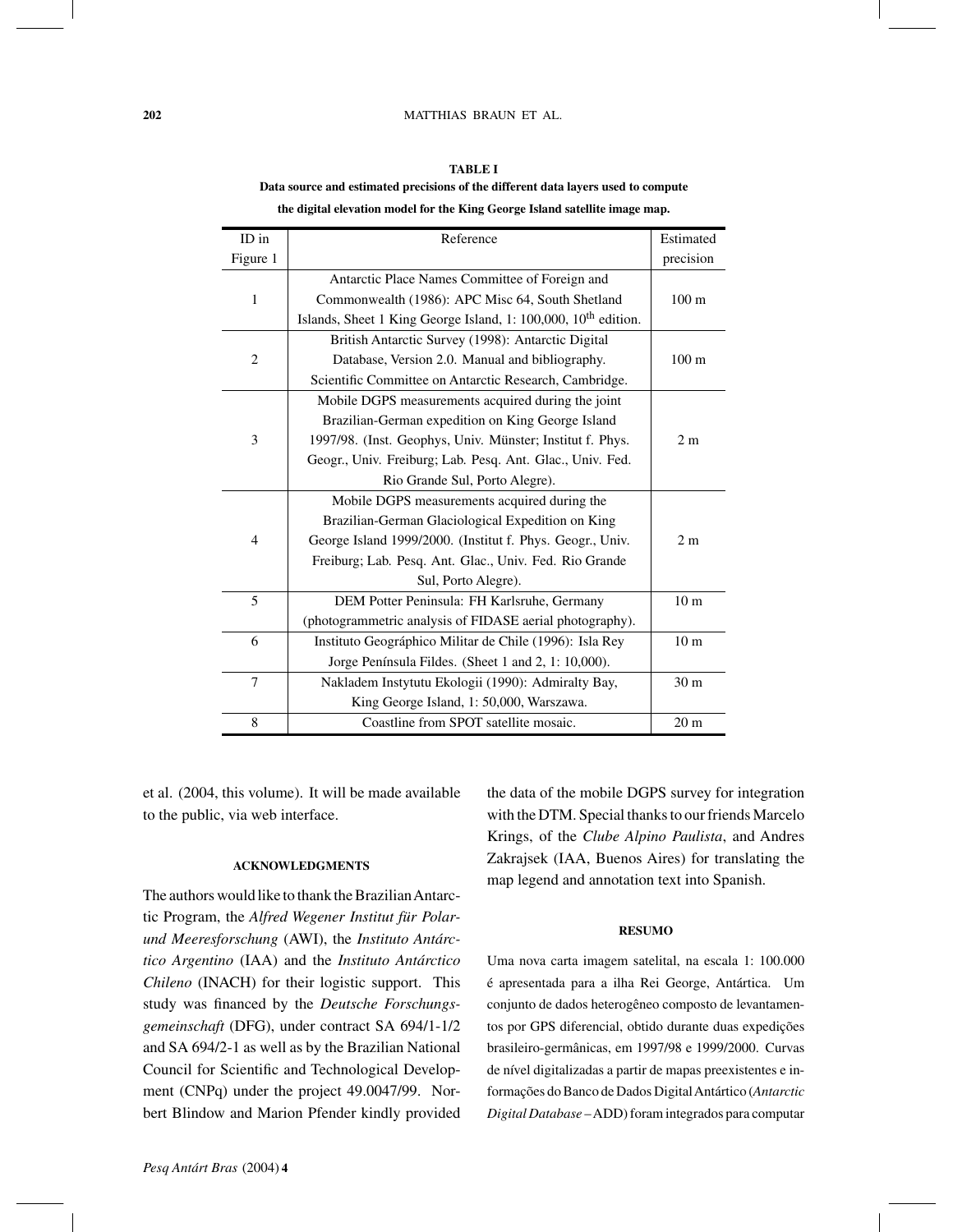**TABLE I**

**Data source and estimated precisions of the different data layers used to compute the digital elevation model for the King George Island satellite image map.**

| ID in Figure 1 | Reference | Estimated precision |
|---|---|---|
| 1 | Antarctic Place Names Committee of Foreign and Commonwealth (1986): APC Misc 64, South Shetland Islands, Sheet 1 King George Island, 1: 100,000, 10th edition. | 100 m |
| 2 | British Antarctic Survey (1998): Antarctic Digital Database, Version 2.0. Manual and bibliography. Scientific Committee on Antarctic Research, Cambridge. | 100 m |
| 3 | Mobile DGPS measurements acquired during the joint Brazilian-German expedition on King George Island 1997/98. (Inst. Geophys, Univ. Münster; Institut f. Phys. Geogr., Univ. Freiburg; Lab. Pesq. Ant. Glac., Univ. Fed. Rio Grande Sul, Porto Alegre). | 2 m |
| 4 | Mobile DGPS measurements acquired during the Brazilian-German Glaciological Expedition on King George Island 1999/2000. (Institut f. Phys. Geogr., Univ. Freiburg; Lab. Pesq. Ant. Glac., Univ. Fed. Rio Grande Sul, Porto Alegre). | 2 m |
| 5 | DEM Potter Peninsula: FH Karlsruhe, Germany (photogrammetric analysis of FIDASE aerial photography). | 10 m |
| 6 | Instituto Geográphico Militar de Chile (1996): Isla Rey Jorge Península Fildes. (Sheet 1 and 2, 1: 10,000). | 10 m |
| 7 | Nakladem Instytutu Ekologii (1990): Admiralty Bay, King George Island, 1: 50,000, Warszawa. | 30 m |
| 8 | Coastline from SPOT satellite mosaic. | 20 m |

et al. (2004, this volume). It will be made available to the public, via web interface.

#### ACKNOWLEDGMENTS

The authors would like to thank the Brazilian Antarctic Program, the *Alfred Wegener Institut für Polar- und Meeresforschung* (AWI), the *Instituto Antárctico Argentino* (IAA) and the *Instituto Antárctico Chileno* (INACH) for their logistic support. This study was financed by the *Deutsche Forschungsgemeinschaft* (DFG), under contract SA 694/1-1/2 and SA 694/2-1 as well as by the Brazilian National Council for Scientific and Technological Development (CNPq) under the project 49.0047/99. Norbert Blindow and Marion Pfender kindly provided the data of the mobile DGPS survey for integration with the DTM. Special thanks to our friends Marcelo Krings, of the *Clube Alpino Paulista*, and Andres Zakrajsek (IAA, Buenos Aires) for translating the map legend and annotation text into Spanish.

#### RESUMO

Uma nova carta imagem satelital, na escala 1: 100.000 é apresentada para a ilha Rei George, Antártica. Um conjunto de dados heterogêneo composto de levantamentos por GPS diferencial, obtido durante duas expedições brasileiro-germânicas, em 1997/98 e 1999/2000. Curvas de nível digitalizadas a partir de mapas preexistentes e informações do Banco de Dados Digital Antártico (*Antarctic Digital Database* – ADD) foram integrados para computar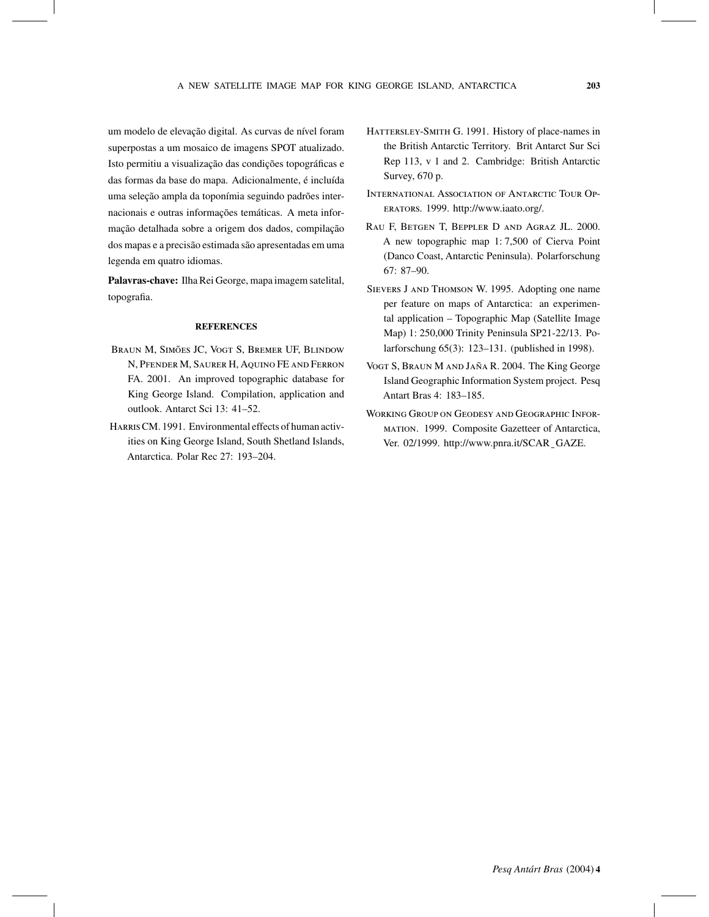um modelo de elevação digital. As curvas de nível foram superpostas a um mosaico de imagens SPOT atualizado. Isto permitiu a visualização das condições topográficas e das formas da base do mapa. Adicionalmente, é incluída uma seleção ampla da toponímia seguindo padrões internacionais e outras informações temáticas. A meta informação detalhada sobre a origem dos dados, compilação dos mapas e a precisão estimada são apresentadas em uma legenda em quatro idiomas.

**Palavras-chave:** Ilha Rei George, mapa imagem satelital, topografia.

## REFERENCES

Braun M, Simões JC, Vogt S, Bremer UF, Blindow N, Pfender M, Saurer H, Aquino FE and Ferron FA. 2001. An improved topographic database for King George Island. Compilation, application and outlook. Antarct Sci 13: 41–52.

Harris CM. 1991. Environmental effects of human activities on King George Island, South Shetland Islands, Antarctica. Polar Rec 27: 193–204.

Hattersley-Smith G. 1991. History of place-names in the British Antarctic Territory. Brit Antarct Sur Sci Rep 113, v 1 and 2. Cambridge: British Antarctic Survey, 670 p.

International Association of Antarctic Tour Operators. 1999. http://www.iaato.org/.

Rau F, Betgen T, Beppler D and Agraz JL. 2000. A new topographic map 1: 7,500 of Cierva Point (Danco Coast, Antarctic Peninsula). Polarforschung 67: 87–90.

Sievers J and Thomson W. 1995. Adopting one name per feature on maps of Antarctica: an experimental application – Topographic Map (Satellite Image Map) 1: 250,000 Trinity Peninsula SP21-22/13. Polarforschung 65(3): 123–131. (published in 1998).

Vogt S, Braun M and Jaña R. 2004. The King George Island Geographic Information System project. Pesq Antart Bras 4: 183–185.

Working Group on Geodesy and Geographic Information. 1999. Composite Gazetteer of Antarctica, Ver. 02/1999. http://www.pnra.it/SCAR_GAZE.